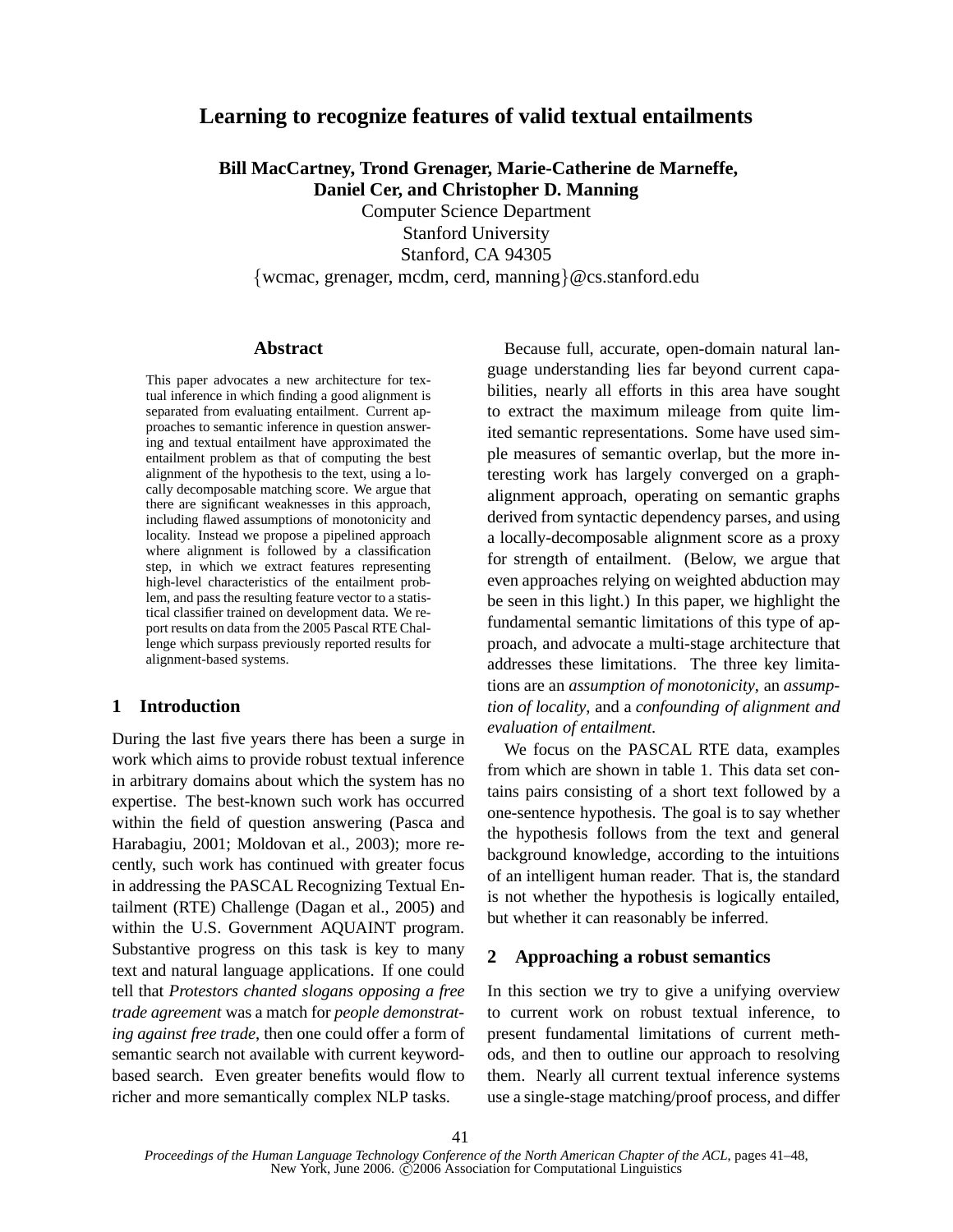# Learning to recognize features of valid textual entailments

**Bill MacCartney, Trond Grenager, Marie-Catherine de Marneffe, Daniel Cer, and Christopher D. Manning**

Computer Science Department
Stanford University
Stanford, CA 94305
{wcmac, grenager, mcdm, cerd, manning}@cs.stanford.edu

## Abstract

This paper advocates a new architecture for textual inference in which finding a good alignment is separated from evaluating entailment. Current approaches to semantic inference in question answering and textual entailment have approximated the entailment problem as that of computing the best alignment of the hypothesis to the text, using a locally decomposable matching score. We argue that there are significant weaknesses in this approach, including flawed assumptions of monotonicity and locality. Instead we propose a pipelined approach where alignment is followed by a classification step, in which we extract features representing high-level characteristics of the entailment problem, and pass the resulting feature vector to a statistical classifier trained on development data. We report results on data from the 2005 Pascal RTE Challenge which surpass previously reported results for alignment-based systems.

## 1 Introduction

During the last five years there has been a surge in work which aims to provide robust textual inference in arbitrary domains about which the system has no expertise. The best-known such work has occurred within the field of question answering (Pasca and Harabagiu, 2001; Moldovan et al., 2003); more recently, such work has continued with greater focus in addressing the PASCAL Recognizing Textual Entailment (RTE) Challenge (Dagan et al., 2005) and within the U.S. Government AQUAINT program. Substantive progress on this task is key to many text and natural language applications. If one could tell that *Protestors chanted slogans opposing a free trade agreement* was a match for *people demonstrating against free trade*, then one could offer a form of semantic search not available with current keyword-based search. Even greater benefits would flow to richer and more semantically complex NLP tasks.

Because full, accurate, open-domain natural language understanding lies far beyond current capabilities, nearly all efforts in this area have sought to extract the maximum mileage from quite limited semantic representations. Some have used simple measures of semantic overlap, but the more interesting work has largely converged on a graph-alignment approach, operating on semantic graphs derived from syntactic dependency parses, and using a locally-decomposable alignment score as a proxy for strength of entailment. (Below, we argue that even approaches relying on weighted abduction may be seen in this light.) In this paper, we highlight the fundamental semantic limitations of this type of approach, and advocate a multi-stage architecture that addresses these limitations. The three key limitations are an *assumption of monotonicity*, an *assumption of locality*, and a *confounding of alignment and evaluation of entailment*.

We focus on the PASCAL RTE data, examples from which are shown in table 1. This data set contains pairs consisting of a short text followed by a one-sentence hypothesis. The goal is to say whether the hypothesis follows from the text and general background knowledge, according to the intuitions of an intelligent human reader. That is, the standard is not whether the hypothesis is logically entailed, but whether it can reasonably be inferred.

## 2 Approaching a robust semantics

In this section we try to give a unifying overview to current work on robust textual inference, to present fundamental limitations of current methods, and then to outline our approach to resolving them. Nearly all current textual inference systems use a single-stage matching/proof process, and differ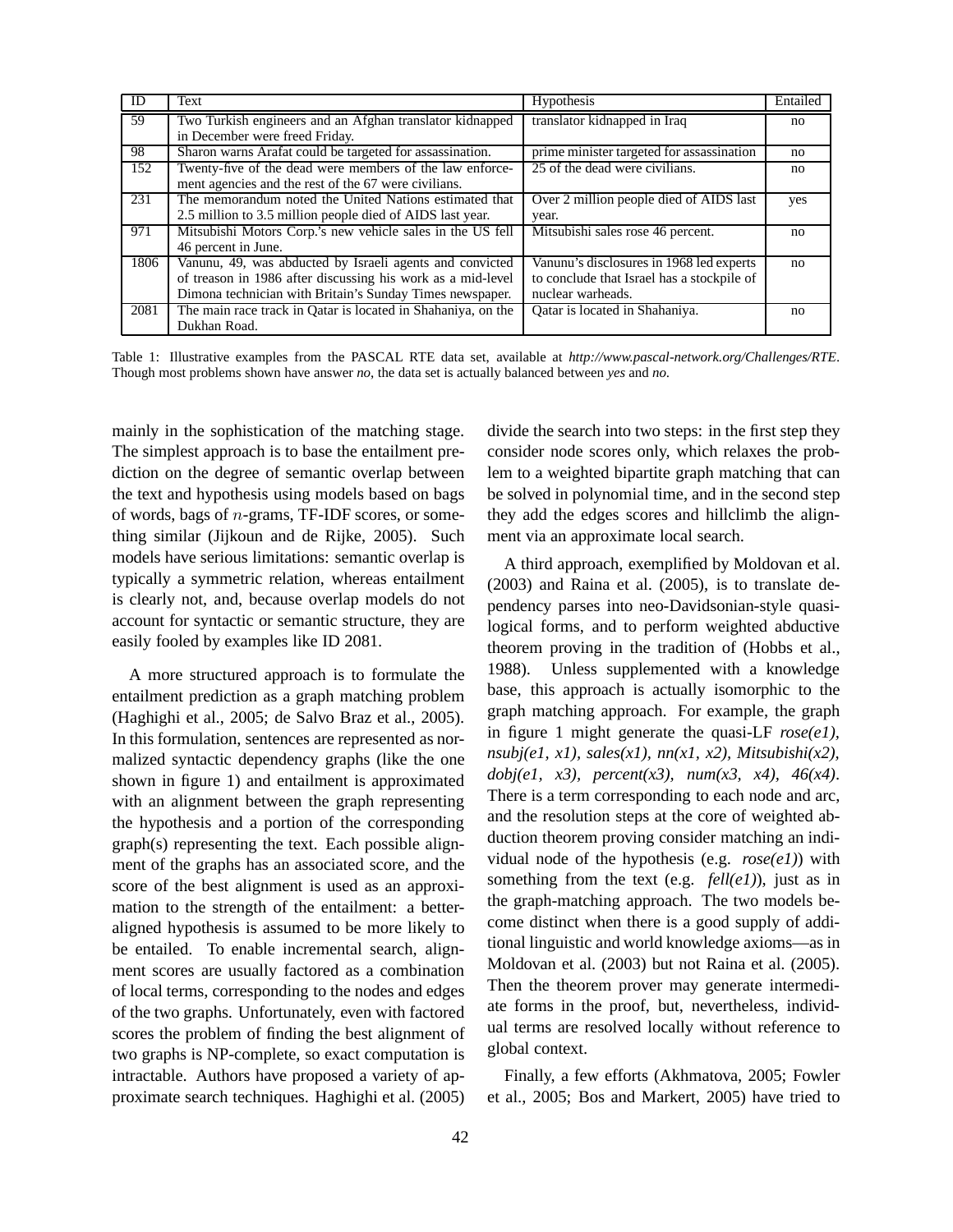| ID | Text | Hypothesis | Entailed |
|---|---|---|---|
| 59 | Two Turkish engineers and an Afghan translator kidnapped in December were freed Friday. | translator kidnapped in Iraq | no |
| 98 | Sharon warns Arafat could be targeted for assassination. | prime minister targeted for assassination | no |
| 152 | Twenty-five of the dead were members of the law enforcement agencies and the rest of the 67 were civilians. | 25 of the dead were civilians. | no |
| 231 | The memorandum noted the United Nations estimated that 2.5 million to 3.5 million people died of AIDS last year. | Over 2 million people died of AIDS last year. | yes |
| 971 | Mitsubishi Motors Corp.'s new vehicle sales in the US fell 46 percent in June. | Mitsubishi sales rose 46 percent. | no |
| 1806 | Vanunu, 49, was abducted by Israeli agents and convicted of treason in 1986 after discussing his work as a mid-level Dimona technician with Britain's Sunday Times newspaper. | Vanunu's disclosures in 1968 led experts to conclude that Israel has a stockpile of nuclear warheads. | no |
| 2081 | The main race track in Qatar is located in Shahaniya, on the Dukhan Road. | Qatar is located in Shahaniya. | no |

Table 1: Illustrative examples from the PASCAL RTE data set, available at *http://www.pascal-network.org/Challenges/RTE*. Though most problems shown have answer *no*, the data set is actually balanced between *yes* and *no*.

mainly in the sophistication of the matching stage. The simplest approach is to base the entailment prediction on the degree of semantic overlap between the text and hypothesis using models based on bags of words, bags of $n$-grams, TF-IDF scores, or something similar (Jijkoun and de Rijke, 2005). Such models have serious limitations: semantic overlap is typically a symmetric relation, whereas entailment is clearly not, and, because overlap models do not account for syntactic or semantic structure, they are easily fooled by examples like ID 2081.

A more structured approach is to formulate the entailment prediction as a graph matching problem (Haghighi et al., 2005; de Salvo Braz et al., 2005). In this formulation, sentences are represented as normalized syntactic dependency graphs (like the one shown in figure 1) and entailment is approximated with an alignment between the graph representing the hypothesis and a portion of the corresponding graph(s) representing the text. Each possible alignment of the graphs has an associated score, and the score of the best alignment is used as an approximation to the strength of the entailment: a better-aligned hypothesis is assumed to be more likely to be entailed. To enable incremental search, alignment scores are usually factored as a combination of local terms, corresponding to the nodes and edges of the two graphs. Unfortunately, even with factored scores the problem of finding the best alignment of two graphs is NP-complete, so exact computation is intractable. Authors have proposed a variety of approximate search techniques. Haghighi et al. (2005) divide the search into two steps: in the first step they consider node scores only, which relaxes the problem to a weighted bipartite graph matching that can be solved in polynomial time, and in the second step they add the edges scores and hillclimb the alignment via an approximate local search.

A third approach, exemplified by Moldovan et al. (2003) and Raina et al. (2005), is to translate dependency parses into neo-Davidsonian-style quasi-logical forms, and to perform weighted abductive theorem proving in the tradition of (Hobbs et al., 1988). Unless supplemented with a knowledge base, this approach is actually isomorphic to the graph matching approach. For example, the graph in figure 1 might generate the quasi-LF *rose(e1), nsubj(e1, x1), sales(x1), nn(x1, x2), Mitsubishi(x2), dobj(e1, x3), percent(x3), num(x3, x4), 46(x4)*. There is a term corresponding to each node and arc, and the resolution steps at the core of weighted abduction theorem proving consider matching an individual node of the hypothesis (e.g. *rose(e1)*) with something from the text (e.g. *fell(e1)*), just as in the graph-matching approach. The two models become distinct when there is a good supply of additional linguistic and world knowledge axioms—as in Moldovan et al. (2003) but not Raina et al. (2005). Then the theorem prover may generate intermediate forms in the proof, but, nevertheless, individual terms are resolved locally without reference to global context.

Finally, a few efforts (Akhmatova, 2005; Fowler et al., 2005; Bos and Markert, 2005) have tried to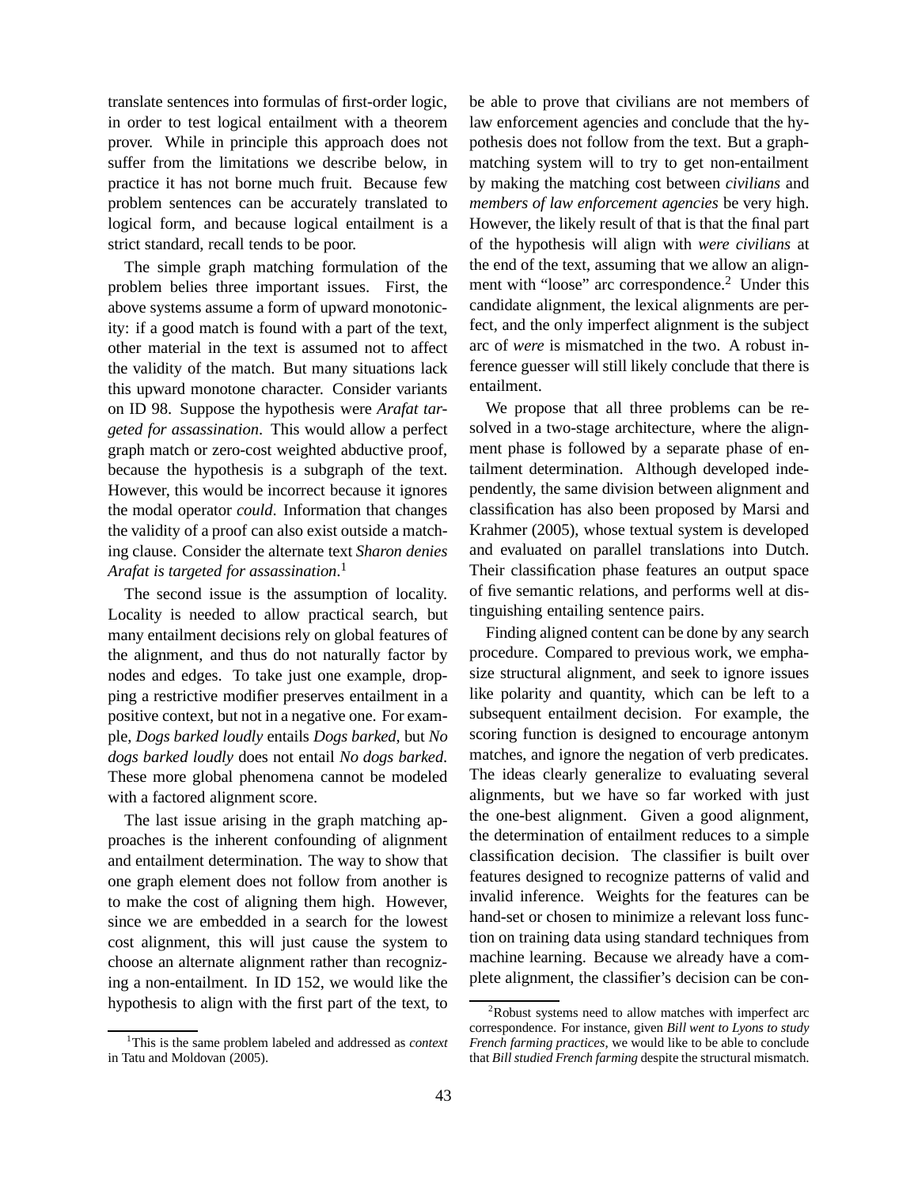translate sentences into formulas of first-order logic, in order to test logical entailment with a theorem prover. While in principle this approach does not suffer from the limitations we describe below, in practice it has not borne much fruit. Because few problem sentences can be accurately translated to logical form, and because logical entailment is a strict standard, recall tends to be poor.

The simple graph matching formulation of the problem belies three important issues. First, the above systems assume a form of upward monotonicity: if a good match is found with a part of the text, other material in the text is assumed not to affect the validity of the match. But many situations lack this upward monotone character. Consider variants on ID 98. Suppose the hypothesis were *Arafat targeted for assassination*. This would allow a perfect graph match or zero-cost weighted abductive proof, because the hypothesis is a subgraph of the text. However, this would be incorrect because it ignores the modal operator *could*. Information that changes the validity of a proof can also exist outside a matching clause. Consider the alternate text *Sharon denies Arafat is targeted for assassination*.[1]

The second issue is the assumption of locality. Locality is needed to allow practical search, but many entailment decisions rely on global features of the alignment, and thus do not naturally factor by nodes and edges. To take just one example, dropping a restrictive modifier preserves entailment in a positive context, but not in a negative one. For example, *Dogs barked loudly* entails *Dogs barked*, but *No dogs barked loudly* does not entail *No dogs barked*. These more global phenomena cannot be modeled with a factored alignment score.

The last issue arising in the graph matching approaches is the inherent confounding of alignment and entailment determination. The way to show that one graph element does not follow from another is to make the cost of aligning them high. However, since we are embedded in a search for the lowest cost alignment, this will just cause the system to choose an alternate alignment rather than recognizing a non-entailment. In ID 152, we would like the hypothesis to align with the first part of the text, to be able to prove that civilians are not members of law enforcement agencies and conclude that the hypothesis does not follow from the text. But a graph-matching system will to try to get non-entailment by making the matching cost between *civilians* and *members of law enforcement agencies* be very high. However, the likely result of that is that the final part of the hypothesis will align with *were civilians* at the end of the text, assuming that we allow an alignment with "loose" arc correspondence.[2] Under this candidate alignment, the lexical alignments are perfect, and the only imperfect alignment is the subject arc of *were* is mismatched in the two. A robust inference guesser will still likely conclude that there is entailment.

We propose that all three problems can be resolved in a two-stage architecture, where the alignment phase is followed by a separate phase of entailment determination. Although developed independently, the same division between alignment and classification has also been proposed by Marsi and Krahmer (2005), whose textual system is developed and evaluated on parallel translations into Dutch. Their classification phase features an output space of five semantic relations, and performs well at distinguishing entailing sentence pairs.

Finding aligned content can be done by any search procedure. Compared to previous work, we emphasize structural alignment, and seek to ignore issues like polarity and quantity, which can be left to a subsequent entailment decision. For example, the scoring function is designed to encourage antonym matches, and ignore the negation of verb predicates. The ideas clearly generalize to evaluating several alignments, but we have so far worked with just the one-best alignment. Given a good alignment, the determination of entailment reduces to a simple classification decision. The classifier is built over features designed to recognize patterns of valid and invalid inference. Weights for the features can be hand-set or chosen to minimize a relevant loss function on training data using standard techniques from machine learning. Because we already have a complete alignment, the classifier's decision can be con-

[1] This is the same problem labeled and addressed as *context* in Tatu and Moldovan (2005).

[2] Robust systems need to allow matches with imperfect arc correspondence. For instance, given *Bill went to Lyons to study French farming practices*, we would like to be able to conclude that *Bill studied French farming* despite the structural mismatch.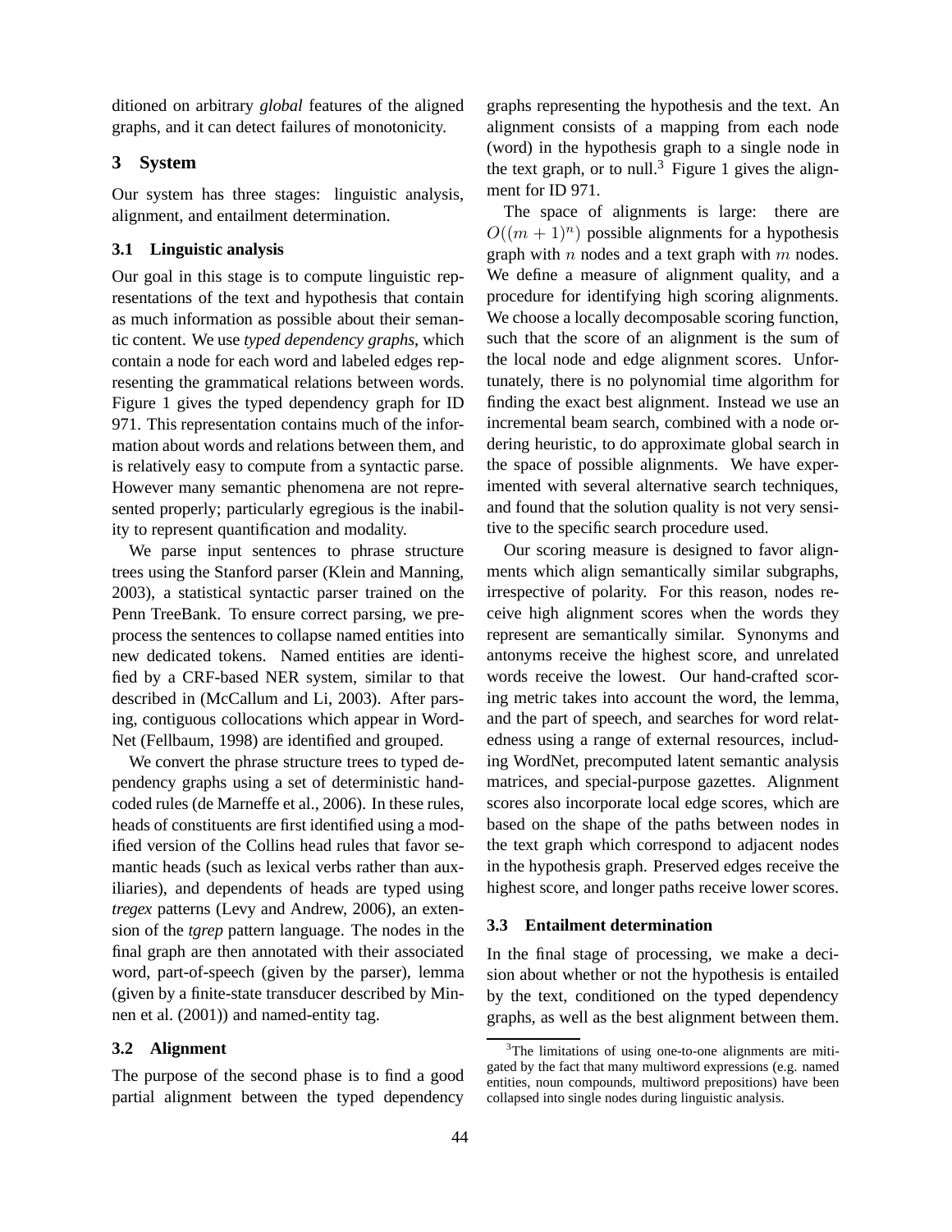ditioned on arbitrary *global* features of the aligned graphs, and it can detect failures of monotonicity.

## 3 System

Our system has three stages: linguistic analysis, alignment, and entailment determination.

### 3.1 Linguistic analysis

Our goal in this stage is to compute linguistic representations of the text and hypothesis that contain as much information as possible about their semantic content. We use *typed dependency graphs*, which contain a node for each word and labeled edges representing the grammatical relations between words. Figure 1 gives the typed dependency graph for ID 971. This representation contains much of the information about words and relations between them, and is relatively easy to compute from a syntactic parse. However many semantic phenomena are not represented properly; particularly egregious is the inability to represent quantification and modality.

We parse input sentences to phrase structure trees using the Stanford parser (Klein and Manning, 2003), a statistical syntactic parser trained on the Penn TreeBank. To ensure correct parsing, we preprocess the sentences to collapse named entities into new dedicated tokens. Named entities are identified by a CRF-based NER system, similar to that described in (McCallum and Li, 2003). After parsing, contiguous collocations which appear in WordNet (Fellbaum, 1998) are identified and grouped.

We convert the phrase structure trees to typed dependency graphs using a set of deterministic hand-coded rules (de Marneffe et al., 2006). In these rules, heads of constituents are first identified using a modified version of the Collins head rules that favor semantic heads (such as lexical verbs rather than auxiliaries), and dependents of heads are typed using *tregex* patterns (Levy and Andrew, 2006), an extension of the *tgrep* pattern language. The nodes in the final graph are then annotated with their associated word, part-of-speech (given by the parser), lemma (given by a finite-state transducer described by Minnen et al. (2001)) and named-entity tag.

### 3.2 Alignment

The purpose of the second phase is to find a good partial alignment between the typed dependency graphs representing the hypothesis and the text. An alignment consists of a mapping from each node (word) in the hypothesis graph to a single node in the text graph, or to null.[3] Figure 1 gives the alignment for ID 971.

The space of alignments is large: there are $O((m+1)^n)$ possible alignments for a hypothesis graph with $n$ nodes and a text graph with $m$ nodes. We define a measure of alignment quality, and a procedure for identifying high scoring alignments. We choose a locally decomposable scoring function, such that the score of an alignment is the sum of the local node and edge alignment scores. Unfortunately, there is no polynomial time algorithm for finding the exact best alignment. Instead we use an incremental beam search, combined with a node ordering heuristic, to do approximate global search in the space of possible alignments. We have experimented with several alternative search techniques, and found that the solution quality is not very sensitive to the specific search procedure used.

Our scoring measure is designed to favor alignments which align semantically similar subgraphs, irrespective of polarity. For this reason, nodes receive high alignment scores when the words they represent are semantically similar. Synonyms and antonyms receive the highest score, and unrelated words receive the lowest. Our hand-crafted scoring metric takes into account the word, the lemma, and the part of speech, and searches for word relatedness using a range of external resources, including WordNet, precomputed latent semantic analysis matrices, and special-purpose gazettes. Alignment scores also incorporate local edge scores, which are based on the shape of the paths between nodes in the text graph which correspond to adjacent nodes in the hypothesis graph. Preserved edges receive the highest score, and longer paths receive lower scores.

### 3.3 Entailment determination

In the final stage of processing, we make a decision about whether or not the hypothesis is entailed by the text, conditioned on the typed dependency graphs, as well as the best alignment between them.

[3] The limitations of using one-to-one alignments are mitigated by the fact that many multiword expressions (e.g. named entities, noun compounds, multiword prepositions) have been collapsed into single nodes during linguistic analysis.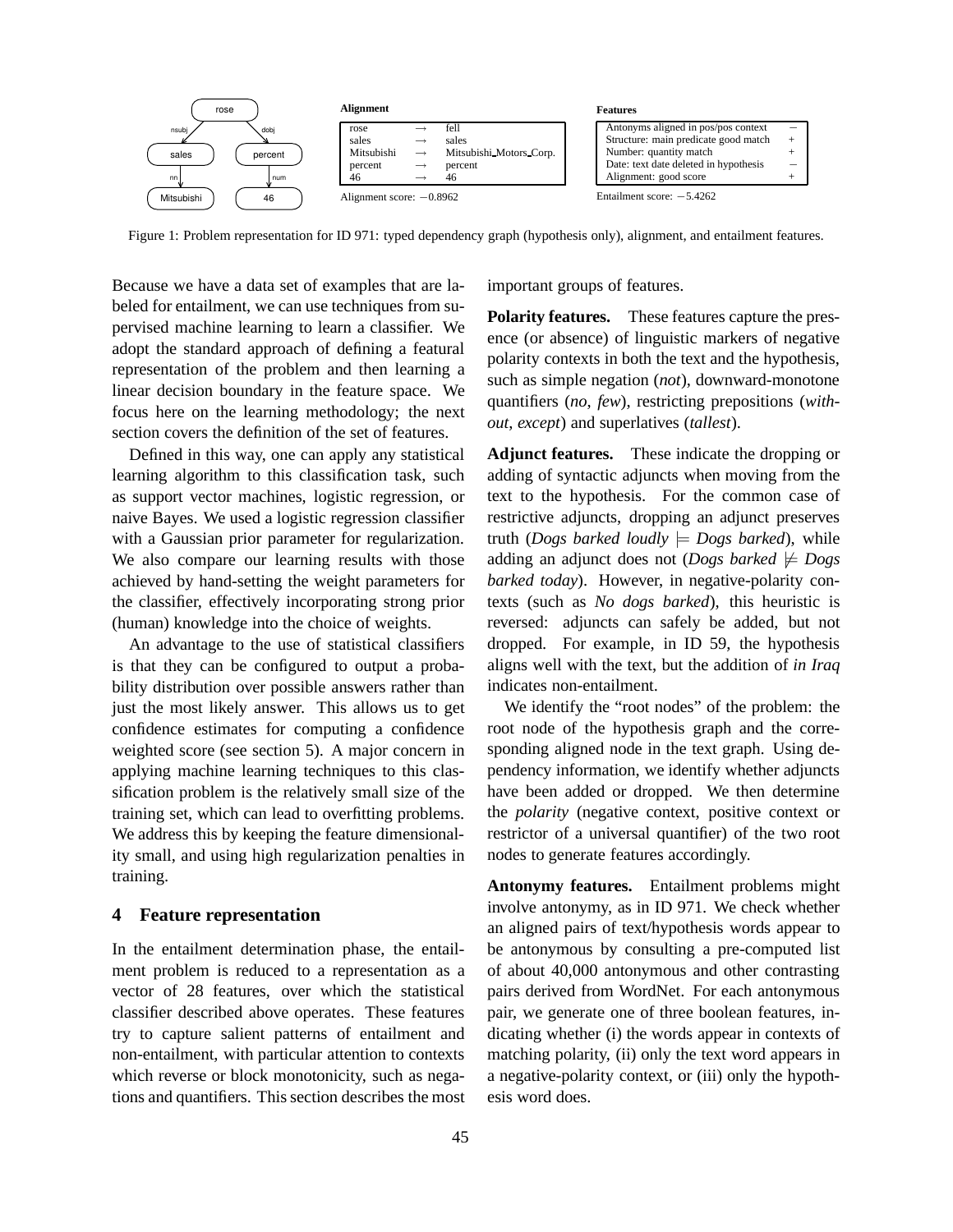**Alignment**

| | | |
|---|---|---|
| rose | → | fell |
| sales | → | sales |
| Mitsubishi | → | Mitsubishi_Motors_Corp. |
| percent | → | percent |
| 46 | → | 46 |

Alignment score: −0.8962

**Features**

| | |
|---|---|
| Antonyms aligned in pos/pos context | − |
| Structure: main predicate good match | + |
| Number: quantity match | + |
| Date: text date deleted in hypothesis | − |
| Alignment: good score | + |

Entailment score: −5.4262

Figure 1: Problem representation for ID 971: typed dependency graph (hypothesis only), alignment, and entailment features.

Because we have a data set of examples that are labeled for entailment, we can use techniques from supervised machine learning to learn a classifier. We adopt the standard approach of defining a featural representation of the problem and then learning a linear decision boundary in the feature space. We focus here on the learning methodology; the next section covers the definition of the set of features.

Defined in this way, one can apply any statistical learning algorithm to this classification task, such as support vector machines, logistic regression, or naive Bayes. We used a logistic regression classifier with a Gaussian prior parameter for regularization. We also compare our learning results with those achieved by hand-setting the weight parameters for the classifier, effectively incorporating strong prior (human) knowledge into the choice of weights.

An advantage to the use of statistical classifiers is that they can be configured to output a probability distribution over possible answers rather than just the most likely answer. This allows us to get confidence estimates for computing a confidence weighted score (see section 5). A major concern in applying machine learning techniques to this classification problem is the relatively small size of the training set, which can lead to overfitting problems. We address this by keeping the feature dimensionality small, and using high regularization penalties in training.

## 4 Feature representation

In the entailment determination phase, the entailment problem is reduced to a representation as a vector of 28 features, over which the statistical classifier described above operates. These features try to capture salient patterns of entailment and non-entailment, with particular attention to contexts which reverse or block monotonicity, such as negations and quantifiers. This section describes the most important groups of features.

**Polarity features.** These features capture the presence (or absence) of linguistic markers of negative polarity contexts in both the text and the hypothesis, such as simple negation (*not*), downward-monotone quantifiers (*no*, *few*), restricting prepositions (*without*, *except*) and superlatives (*tallest*).

**Adjunct features.** These indicate the dropping or adding of syntactic adjuncts when moving from the text to the hypothesis. For the common case of restrictive adjuncts, dropping an adjunct preserves truth (*Dogs barked loudly* $\models$ *Dogs barked*), while adding an adjunct does not (*Dogs barked* $\not\models$ *Dogs barked today*). However, in negative-polarity contexts (such as *No dogs barked*), this heuristic is reversed: adjuncts can safely be added, but not dropped. For example, in ID 59, the hypothesis aligns well with the text, but the addition of *in Iraq* indicates non-entailment.

We identify the "root nodes" of the problem: the root node of the hypothesis graph and the corresponding aligned node in the text graph. Using dependency information, we identify whether adjuncts have been added or dropped. We then determine the *polarity* (negative context, positive context or restrictor of a universal quantifier) of the two root nodes to generate features accordingly.

**Antonymy features.** Entailment problems might involve antonymy, as in ID 971. We check whether an aligned pairs of text/hypothesis words appear to be antonymous by consulting a pre-computed list of about 40,000 antonymous and other contrasting pairs derived from WordNet. For each antonymous pair, we generate one of three boolean features, indicating whether (i) the words appear in contexts of matching polarity, (ii) only the text word appears in a negative-polarity context, or (iii) only the hypothesis word does.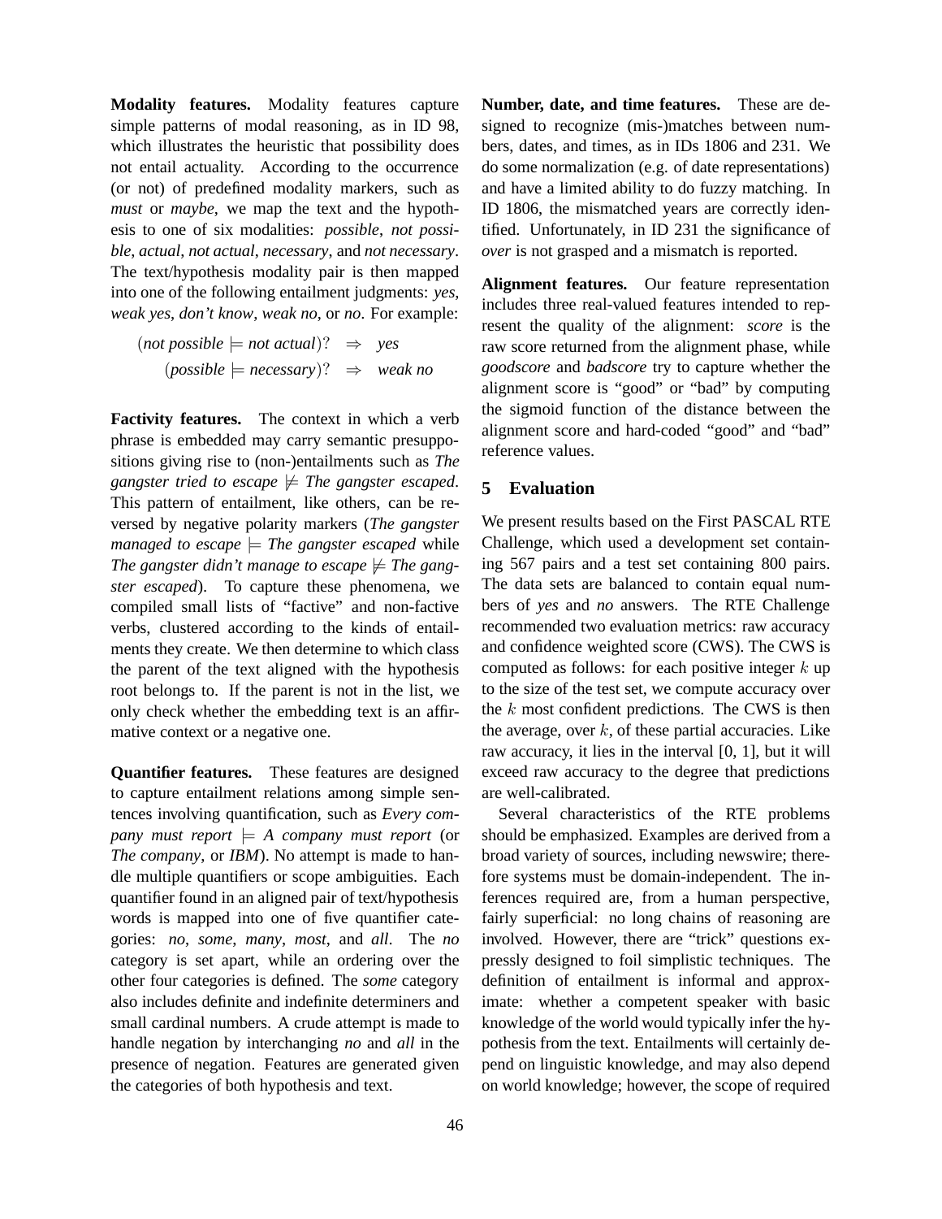**Modality features.** Modality features capture simple patterns of modal reasoning, as in ID 98, which illustrates the heuristic that possibility does not entail actuality. According to the occurrence (or not) of predefined modality markers, such as *must* or *maybe*, we map the text and the hypothesis to one of six modalities: *possible*, *not possible*, *actual*, *not actual*, *necessary*, and *not necessary*. The text/hypothesis modality pair is then mapped into one of the following entailment judgments: *yes*, *weak yes*, *don't know*, *weak no*, or *no*. For example:

$$(\textit{not possible} \models \textit{not actual})? \;\Rightarrow\; \textit{yes}$$
$$(\textit{possible} \models \textit{necessary})? \;\Rightarrow\; \textit{weak no}$$

**Factivity features.** The context in which a verb phrase is embedded may carry semantic presuppositions giving rise to (non-)entailments such as *The gangster tried to escape* $\not\models$ *The gangster escaped*. This pattern of entailment, like others, can be reversed by negative polarity markers (*The gangster managed to escape* $\models$ *The gangster escaped* while *The gangster didn't manage to escape* $\not\models$ *The gangster escaped*). To capture these phenomena, we compiled small lists of "factive" and non-factive verbs, clustered according to the kinds of entailments they create. We then determine to which class the parent of the text aligned with the hypothesis root belongs to. If the parent is not in the list, we only check whether the embedding text is an affirmative context or a negative one.

**Quantifier features.** These features are designed to capture entailment relations among simple sentences involving quantification, such as *Every company must report* $\models$ *A company must report* (or *The company*, or *IBM*). No attempt is made to handle multiple quantifiers or scope ambiguities. Each quantifier found in an aligned pair of text/hypothesis words is mapped into one of five quantifier categories: *no*, *some*, *many*, *most*, and *all*. The *no* category is set apart, while an ordering over the other four categories is defined. The *some* category also includes definite and indefinite determiners and small cardinal numbers. A crude attempt is made to handle negation by interchanging *no* and *all* in the presence of negation. Features are generated given the categories of both hypothesis and text.

**Number, date, and time features.** These are designed to recognize (mis-)matches between numbers, dates, and times, as in IDs 1806 and 231. We do some normalization (e.g. of date representations) and have a limited ability to do fuzzy matching. In ID 1806, the mismatched years are correctly identified. Unfortunately, in ID 231 the significance of *over* is not grasped and a mismatch is reported.

**Alignment features.** Our feature representation includes three real-valued features intended to represent the quality of the alignment: *score* is the raw score returned from the alignment phase, while *goodscore* and *badscore* try to capture whether the alignment score is "good" or "bad" by computing the sigmoid function of the distance between the alignment score and hard-coded "good" and "bad" reference values.

## 5 Evaluation

We present results based on the First PASCAL RTE Challenge, which used a development set containing 567 pairs and a test set containing 800 pairs. The data sets are balanced to contain equal numbers of *yes* and *no* answers. The RTE Challenge recommended two evaluation metrics: raw accuracy and confidence weighted score (CWS). The CWS is computed as follows: for each positive integer $k$ up to the size of the test set, we compute accuracy over the $k$ most confident predictions. The CWS is then the average, over $k$, of these partial accuracies. Like raw accuracy, it lies in the interval [0, 1], but it will exceed raw accuracy to the degree that predictions are well-calibrated.

Several characteristics of the RTE problems should be emphasized. Examples are derived from a broad variety of sources, including newswire; therefore systems must be domain-independent. The inferences required are, from a human perspective, fairly superficial: no long chains of reasoning are involved. However, there are "trick" questions expressly designed to foil simplistic techniques. The definition of entailment is informal and approximate: whether a competent speaker with basic knowledge of the world would typically infer the hypothesis from the text. Entailments will certainly depend on linguistic knowledge, and may also depend on world knowledge; however, the scope of required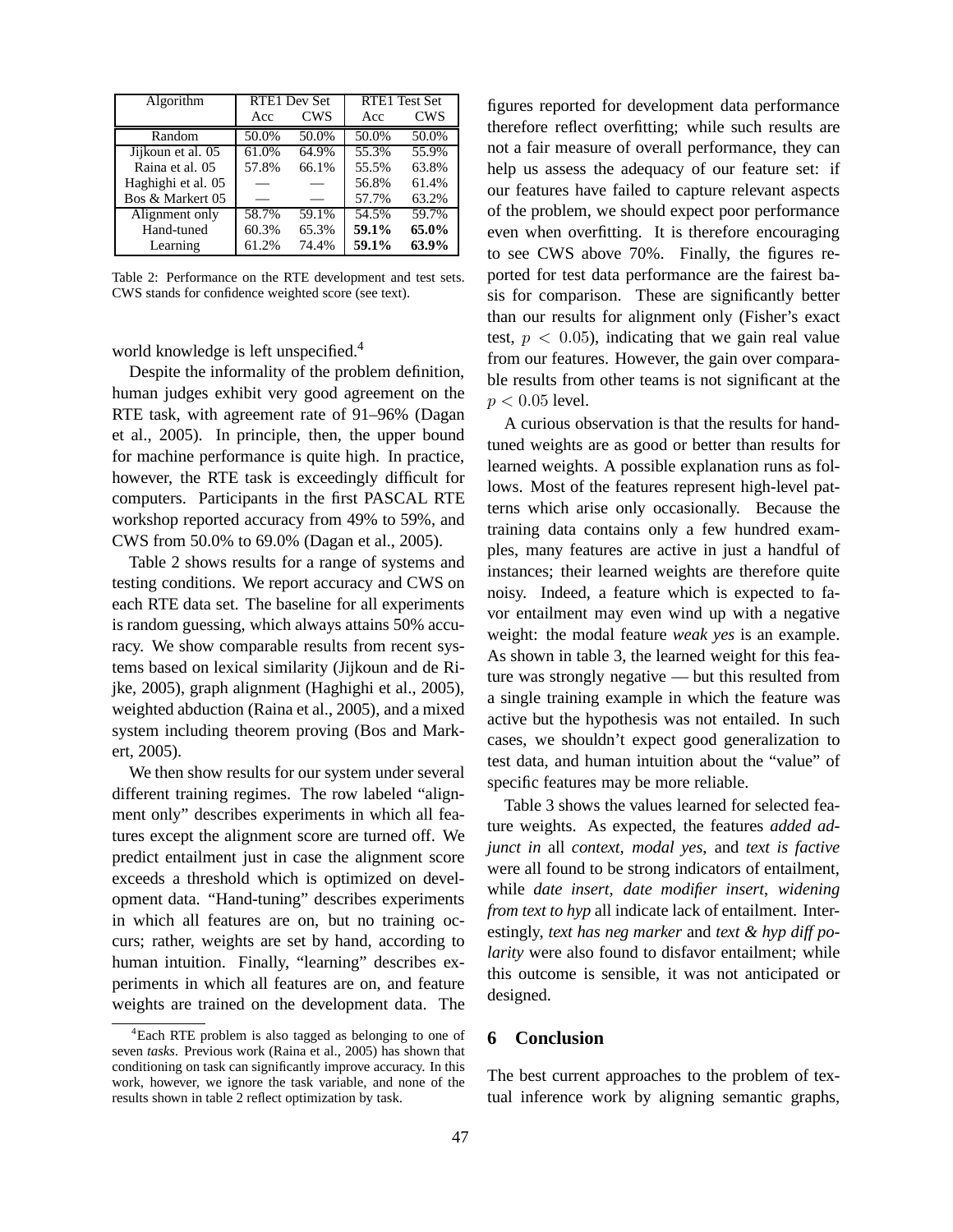| Algorithm | RTE1 Dev Set | | RTE1 Test Set | |
|---|---|---|---|---|
| | Acc | CWS | Acc | CWS |
| Random | 50.0% | 50.0% | 50.0% | 50.0% |
| Jijkoun et al. 05 | 61.0% | 64.9% | 55.3% | 55.9% |
| Raina et al. 05 | 57.8% | 66.1% | 55.5% | 63.8% |
| Haghighi et al. 05 | — | — | 56.8% | 61.4% |
| Bos & Markert 05 | — | — | 57.7% | 63.2% |
| Alignment only | 58.7% | 59.1% | 54.5% | 59.7% |
| Hand-tuned | 60.3% | 65.3% | **59.1%** | **65.0%** |
| Learning | 61.2% | 74.4% | **59.1%** | **63.9%** |

Table 2: Performance on the RTE development and test sets. CWS stands for confidence weighted score (see text).

world knowledge is left unspecified.[4]

Despite the informality of the problem definition, human judges exhibit very good agreement on the RTE task, with agreement rate of 91–96% (Dagan et al., 2005). In principle, then, the upper bound for machine performance is quite high. In practice, however, the RTE task is exceedingly difficult for computers. Participants in the first PASCAL RTE workshop reported accuracy from 49% to 59%, and CWS from 50.0% to 69.0% (Dagan et al., 2005).

Table 2 shows results for a range of systems and testing conditions. We report accuracy and CWS on each RTE data set. The baseline for all experiments is random guessing, which always attains 50% accuracy. We show comparable results from recent systems based on lexical similarity (Jijkoun and de Rijke, 2005), graph alignment (Haghighi et al., 2005), weighted abduction (Raina et al., 2005), and a mixed system including theorem proving (Bos and Markert, 2005).

We then show results for our system under several different training regimes. The row labeled "alignment only" describes experiments in which all features except the alignment score are turned off. We predict entailment just in case the alignment score exceeds a threshold which is optimized on development data. "Hand-tuning" describes experiments in which all features are on, but no training occurs; rather, weights are set by hand, according to human intuition. Finally, "learning" describes experiments in which all features are on, and feature weights are trained on the development data. The figures reported for development data performance therefore reflect overfitting; while such results are not a fair measure of overall performance, they can help us assess the adequacy of our feature set: if our features have failed to capture relevant aspects of the problem, we should expect poor performance even when overfitting. It is therefore encouraging to see CWS above 70%. Finally, the figures reported for test data performance are the fairest basis for comparison. These are significantly better than our results for alignment only (Fisher's exact test, $p < 0.05$), indicating that we gain real value from our features. However, the gain over comparable results from other teams is not significant at the $p < 0.05$ level.

A curious observation is that the results for hand-tuned weights are as good or better than results for learned weights. A possible explanation runs as follows. Most of the features represent high-level patterns which arise only occasionally. Because the training data contains only a few hundred examples, many features are active in just a handful of instances; their learned weights are therefore quite noisy. Indeed, a feature which is expected to favor entailment may even wind up with a negative weight: the modal feature *weak yes* is an example. As shown in table 3, the learned weight for this feature was strongly negative — but this resulted from a single training example in which the feature was active but the hypothesis was not entailed. In such cases, we shouldn't expect good generalization to test data, and human intuition about the "value" of specific features may be more reliable.

Table 3 shows the values learned for selected feature weights. As expected, the features *added adjunct in* all *context*, *modal yes*, and *text is factive* were all found to be strong indicators of entailment, while *date insert*, *date modifier insert*, *widening from text to hyp* all indicate lack of entailment. Interestingly, *text has neg marker* and *text & hyp diff polarity* were also found to disfavor entailment; while this outcome is sensible, it was not anticipated or designed.

## 6 Conclusion

The best current approaches to the problem of textual inference work by aligning semantic graphs,

[4] Each RTE problem is also tagged as belonging to one of seven *tasks*. Previous work (Raina et al., 2005) has shown that conditioning on task can significantly improve accuracy. In this work, however, we ignore the task variable, and none of the results shown in table 2 reflect optimization by task.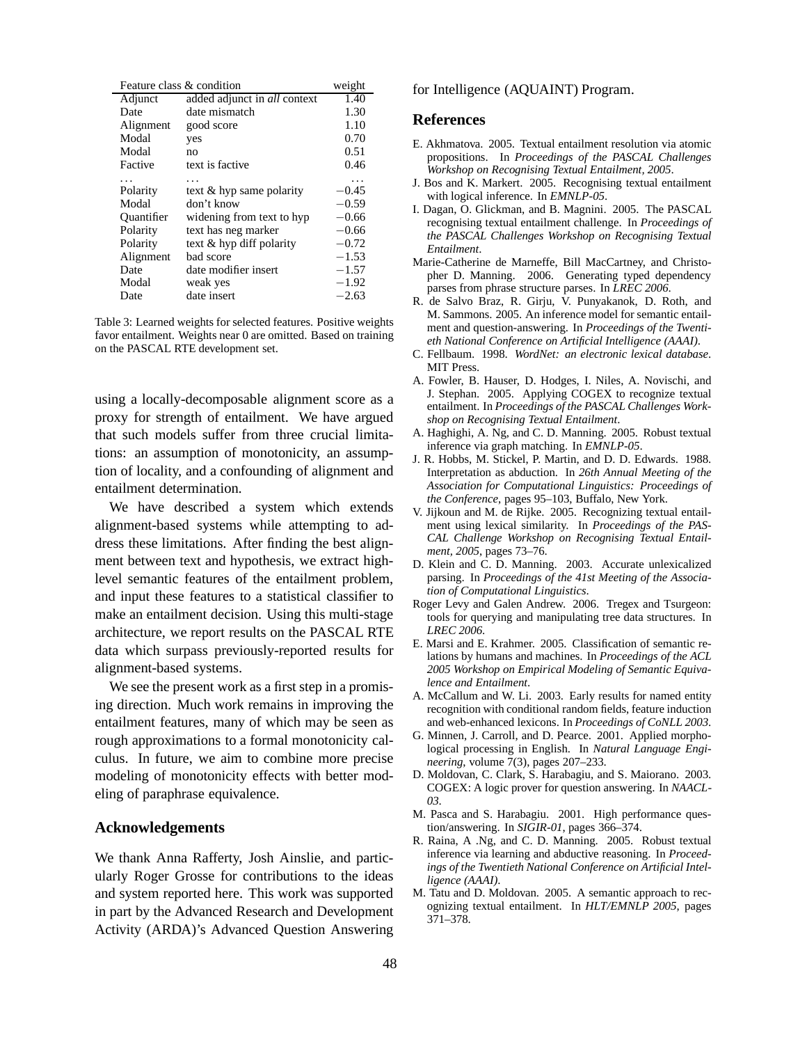| Feature class & condition | | weight |
|---|---|---|
| Adjunct | added adjunct in *all* context | 1.40 |
| Date | date mismatch | 1.30 |
| Alignment | good score | 1.10 |
| Modal | yes | 0.70 |
| Modal | no | 0.51 |
| Factive | text is factive | 0.46 |
| ... | ... | ... |
| Polarity | text & hyp same polarity | −0.45 |
| Modal | don't know | −0.59 |
| Quantifier | widening from text to hyp | −0.66 |
| Polarity | text has neg marker | −0.66 |
| Polarity | text & hyp diff polarity | −0.72 |
| Alignment | bad score | −1.53 |
| Date | date modifier insert | −1.57 |
| Modal | weak yes | −1.92 |
| Date | date insert | −2.63 |

Table 3: Learned weights for selected features. Positive weights favor entailment. Weights near 0 are omitted. Based on training on the PASCAL RTE development set.

using a locally-decomposable alignment score as a proxy for strength of entailment. We have argued that such models suffer from three crucial limitations: an assumption of monotonicity, an assumption of locality, and a confounding of alignment and entailment determination.

We have described a system which extends alignment-based systems while attempting to address these limitations. After finding the best alignment between text and hypothesis, we extract high-level semantic features of the entailment problem, and input these features to a statistical classifier to make an entailment decision. Using this multi-stage architecture, we report results on the PASCAL RTE data which surpass previously-reported results for alignment-based systems.

We see the present work as a first step in a promising direction. Much work remains in improving the entailment features, many of which may be seen as rough approximations to a formal monotonicity calculus. In future, we aim to combine more precise modeling of monotonicity effects with better modeling of paraphrase equivalence.

## Acknowledgements

We thank Anna Rafferty, Josh Ainslie, and particularly Roger Grosse for contributions to the ideas and system reported here. This work was supported in part by the Advanced Research and Development Activity (ARDA)'s Advanced Question Answering for Intelligence (AQUAINT) Program.

## References

E. Akhmatova. 2005. Textual entailment resolution via atomic propositions. In *Proceedings of the PASCAL Challenges Workshop on Recognising Textual Entailment, 2005*.

J. Bos and K. Markert. 2005. Recognising textual entailment with logical inference. In *EMNLP-05*.

I. Dagan, O. Glickman, and B. Magnini. 2005. The PASCAL recognising textual entailment challenge. In *Proceedings of the PASCAL Challenges Workshop on Recognising Textual Entailment*.

Marie-Catherine de Marneffe, Bill MacCartney, and Christopher D. Manning. 2006. Generating typed dependency parses from phrase structure parses. In *LREC 2006*.

R. de Salvo Braz, R. Girju, V. Punyakanok, D. Roth, and M. Sammons. 2005. An inference model for semantic entailment and question-answering. In *Proceedings of the Twentieth National Conference on Artificial Intelligence (AAAI)*.

C. Fellbaum. 1998. *WordNet: an electronic lexical database*. MIT Press.

A. Fowler, B. Hauser, D. Hodges, I. Niles, A. Novischi, and J. Stephan. 2005. Applying COGEX to recognize textual entailment. In *Proceedings of the PASCAL Challenges Workshop on Recognising Textual Entailment*.

A. Haghighi, A. Ng, and C. D. Manning. 2005. Robust textual inference via graph matching. In *EMNLP-05*.

J. R. Hobbs, M. Stickel, P. Martin, and D. D. Edwards. 1988. Interpretation as abduction. In *26th Annual Meeting of the Association for Computational Linguistics: Proceedings of the Conference*, pages 95–103, Buffalo, New York.

V. Jijkoun and M. de Rijke. 2005. Recognizing textual entailment using lexical similarity. In *Proceedings of the PASCAL Challenge Workshop on Recognising Textual Entailment, 2005*, pages 73–76.

D. Klein and C. D. Manning. 2003. Accurate unlexicalized parsing. In *Proceedings of the 41st Meeting of the Association of Computational Linguistics*.

Roger Levy and Galen Andrew. 2006. Tregex and Tsurgeon: tools for querying and manipulating tree data structures. In *LREC 2006*.

E. Marsi and E. Krahmer. 2005. Classification of semantic relations by humans and machines. In *Proceedings of the ACL 2005 Workshop on Empirical Modeling of Semantic Equivalence and Entailment*.

A. McCallum and W. Li. 2003. Early results for named entity recognition with conditional random fields, feature induction and web-enhanced lexicons. In *Proceedings of CoNLL 2003*.

G. Minnen, J. Carroll, and D. Pearce. 2001. Applied morphological processing in English. In *Natural Language Engineering*, volume 7(3), pages 207–233.

D. Moldovan, C. Clark, S. Harabagiu, and S. Maiorano. 2003. COGEX: A logic prover for question answering. In *NAACL-03*.

M. Pasca and S. Harabagiu. 2001. High performance question/answering. In *SIGIR-01*, pages 366–374.

R. Raina, A .Ng, and C. D. Manning. 2005. Robust textual inference via learning and abductive reasoning. In *Proceedings of the Twentieth National Conference on Artificial Intelligence (AAAI)*.

M. Tatu and D. Moldovan. 2005. A semantic approach to recognizing textual entailment. In *HLT/EMNLP 2005*, pages 371–378.